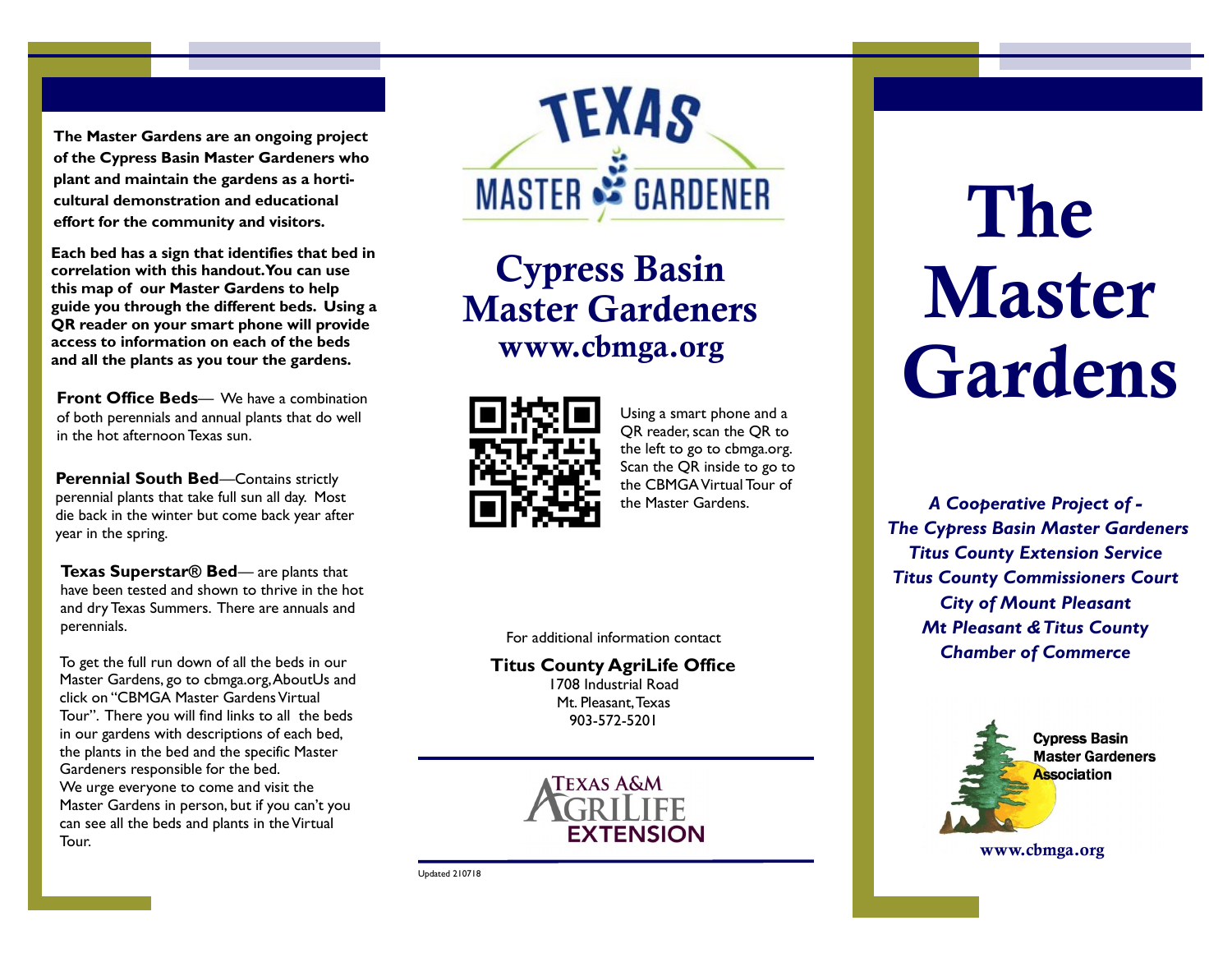**The Master Gardens are an ongoing project of the Cypress Basin Master Gardeners who plant and maintain the gardens as a horticultural demonstration and educational effort for the community and visitors.**

**Each bed has a sign that identifies that bed in correlation with this handout. You can use this map of our Master Gardens to help guide you through the different beds. Using a QR reader on your smart phone will provide access to information on each of the beds and all the plants as you tour the gardens.**

**Front Office Beds**— We have a combination of both perennials and annual plants that do well in the hot afternoon Texas sun.

**Perennial South Bed**—Contains strictly perennial plants that take full sun all day. Most die back in the winter but come back year after year in the spring.

**Texas Superstar® Bed**— are plants that have been tested and shown to thrive in the hot and dry Texas Summers. There are annuals and perennials.

To get the full run down of all the beds in our Master Gardens, go to cbmga.org, AboutUs and click on "CBMGA Master Gardens Virtual Tour". There you will find links to all the beds in our gardens with descriptions of each bed, the plants in the bed and the specific Master Gardeners responsible for the bed.

We urge everyone to come and visit the Master Gardens in person, but if you can't you can see all the beds and plants in the Virtual Tour.

TEXAS MASTER GARDENER

## Cypress Basin Master Gardeners
## www.cbmga.org

Using a smart phone and a QR reader, scan the QR to the left to go to cbmga.org. Scan the QR inside to go to the CBMGA Virtual Tour of the Master Gardens.

For additional information contact

**Titus County AgriLife Office**
1708 Industrial Road
Mt. Pleasant, Texas
903-572-5201

TEXAS A&M AGRILIFE EXTENSION

Updated 210718

# The Master Gardens

***A Cooperative Project of -***
***The Cypress Basin Master Gardeners***
***Titus County Extension Service***
***Titus County Commissioners Court***
***City of Mount Pleasant***
***Mt Pleasant & Titus County Chamber of Commerce***

Cypress Basin Master Gardeners Association

www.cbmga.org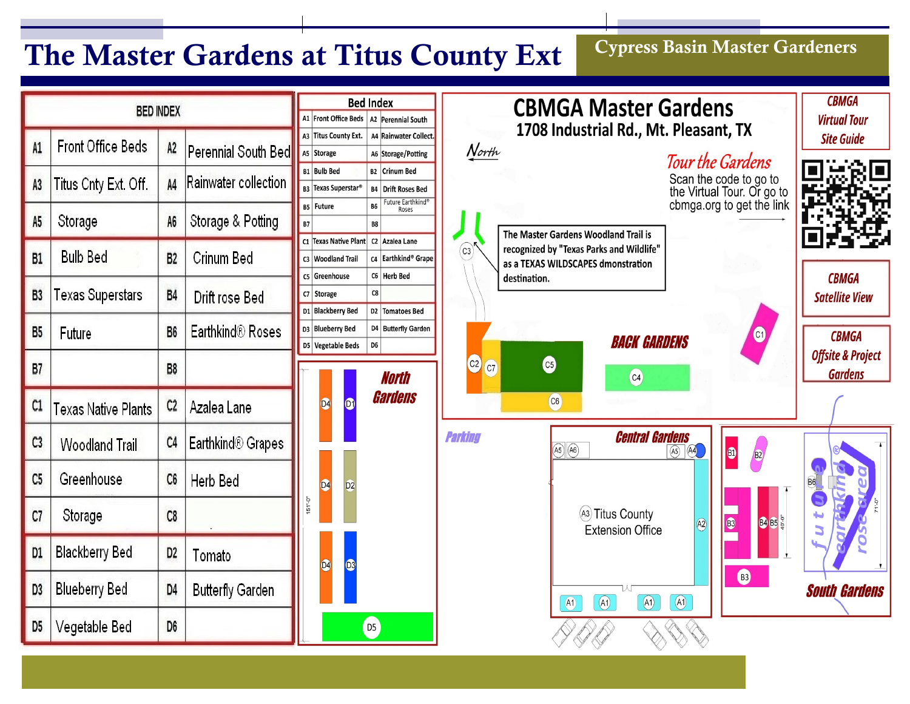# The Master Gardens at Titus County Ext

## Cypress Basin Master Gardeners

### BED INDEX

| | | | |
|---|---|---|---|
| A1 | Front Office Beds | A2 | Perennial South Bed |
| A3 | Titus Cnty Ext. Off. | A4 | Rainwater collection |
| A5 | Storage | A6 | Storage & Potting |
| B1 | Bulb Bed | B2 | Crinum Bed |
| B3 | Texas Superstars | B4 | Drift rose Bed |
| B5 | Future | B6 | Earthkind® Roses |
| B7 | | B8 | |
| C1 | Texas Native Plants | C2 | Azalea Lane |
| C3 | Woodland Trail | C4 | Earthkind® Grapes |
| C5 | Greenhouse | C6 | Herb Bed |
| C7 | Storage | C8 | |
| D1 | Blackberry Bed | D2 | Tomato |
| D3 | Blueberry Bed | D4 | Butterfly Garden |
| D5 | Vegetable Bed | D6 | |

### Bed Index

| | | | |
|---|---|---|---|
| A1 | Front Office Beds | A2 | Perennial South |
| A3 | Titus County Ext. | A4 | Rainwater Collect. |
| A5 | Storage | A6 | Storage/Potting |
| B1 | Bulb Bed | B2 | Crinum Bed |
| B3 | Texas Superstar® | B4 | Drift Roses Bed |
| B5 | Future | B6 | Future Earthkind® Roses |
| B7 | | B8 | |
| C1 | Texas Native Plant | C2 | Azalea Lane |
| C3 | Woodland Trail | C4 | Earthkind® Grape |
| C5 | Greenhouse | C6 | Herb Bed |
| C7 | Storage | C8 | |
| D1 | Blackberry Bed | D2 | Tomatoes Bed |
| D3 | Blueberry Bed | D4 | Butterfly Garden |
| D5 | Vegetable Beds | D6 | |

**North Gardens**

D4 D1 D4 D2 D4 D3 D5

151'-0"

## CBMGA Master Gardens

**1708 Industrial Rd., Mt. Pleasant, TX**

North

*Tour the Gardens*

Scan the code to go to the Virtual Tour. Or go to cbmga.org to get the link

The Master Gardens Woodland Trail is recognized by "Texas Parks and Wildlife" as a TEXAS WILDSCAPES dmonstration destination.

C3 C1 C2 C7 C5 C6 C4

**BACK GARDENS**

**CBMGA Virtual Tour Site Guide**

**CBMGA Satellite View**

**CBMGA Offsite & Project Gardens**

**Parking**

**Central Gardens**

A5 A6 A5 A4

A3 Titus County Extension Office

A2

A1 A1 A1 A1

B1 B2 B6 B3 B4 B5 B3

40'-0" 71'-0"

future earthkind® rose area

**South Gardens**